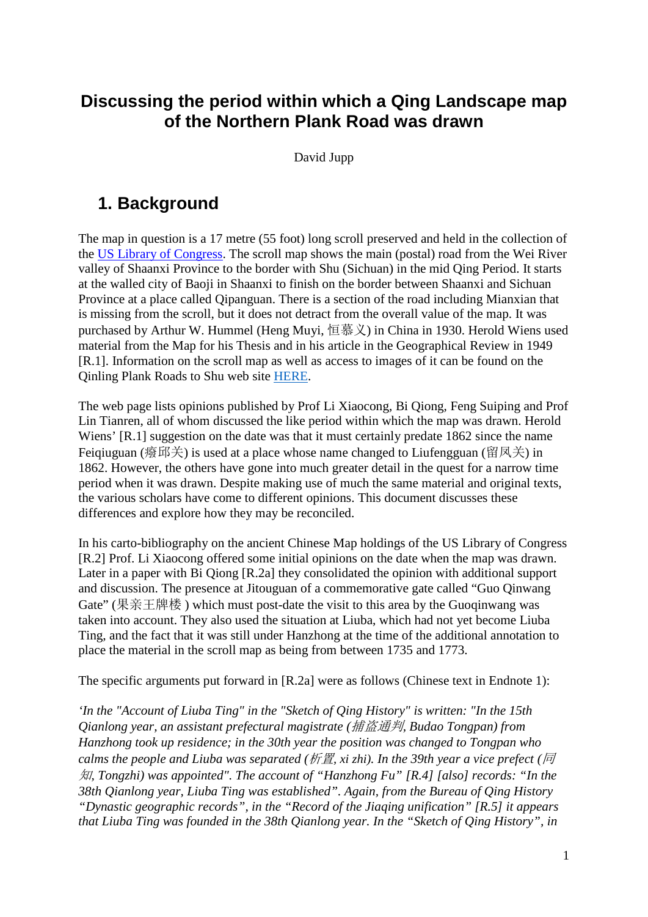# Discussing the period within which a Qing Landscape map of the Northern Plank Road was drawn

David Jupp

## 1. Background

The map in question is a 17 metre (55 foot) long scroll preserved and held in the collection of the US Library of Congress. The scroll map shows the main (postal) road from the Wei River valley of Shaanxi Province to the border with Shu (Sichuan) in the mid Qing Period. It starts at the walled city of Baoji in Shaanxi to finish on the border between Shaanxi and Sichuan Province at a place called Qipanguan. There is a section of the road including Mianxian that is missing from the scroll, but it does not detract from the overall value of the map. It was purchased by Arthur W. Hummel (Heng Muyi, 恒慕义) in China in 1930. Herold Wiens used material from the Map for his Thesis and in his article in the Geographical Review in 1949 [R.1]. Information on the scroll map as well as access to images of it can be found on the Qinling Plank Roads to Shu web site HERE.

The web page lists opinions published by Prof Li Xiaocong, Bi Qiong, Feng Suiping and Prof Lin Tianren, all of whom discussed the like period within which the map was drawn. Herold Wiens' [R.1] suggestion on the date was that it must certainly predate 1862 since the name Feiqiuguan (廢邱关) is used at a place whose name changed to Liufengguan (留凤关) in 1862. However, the others have gone into much greater detail in the quest for a narrow time period when it was drawn. Despite making use of much the same material and original texts, the various scholars have come to different opinions. This document discusses these differences and explore how they may be reconciled.

In his carto-bibliography on the ancient Chinese Map holdings of the US Library of Congress [R.2] Prof. Li Xiaocong offered some initial opinions on the date when the map was drawn. Later in a paper with Bi Qiong [R.2a] they consolidated the opinion with additional support and discussion. The presence at Jitouguan of a commemorative gate called "Guo Qinwang Gate" (果亲王牌楼 ) which must post-date the visit to this area by the Guoqinwang was taken into account. They also used the situation at Liuba, which had not yet become Liuba Ting, and the fact that it was still under Hanzhong at the time of the additional annotation to place the material in the scroll map as being from between 1735 and 1773.

The specific arguments put forward in [R.2a] were as follows (Chinese text in Endnote 1):

*'In the "Account of Liuba Ting" in the "Sketch of Qing History" is written: "In the 15th Qianlong year, an assistant prefectural magistrate (捕盗通判, Budao Tongpan) from Hanzhong took up residence; in the 30th year the position was changed to Tongpan who calms the people and Liuba was separated (析置, xi zhi). In the 39th year a vice prefect (同知, Tongzhi) was appointed". The account of "Hanzhong Fu" [R.4] [also] records: "In the 38th Qianlong year, Liuba Ting was established". Again, from the Bureau of Qing History "Dynastic geographic records", in the "Record of the Jiaqing unification" [R.5] it appears that Liuba Ting was founded in the 38th Qianlong year. In the "Sketch of Qing History", in*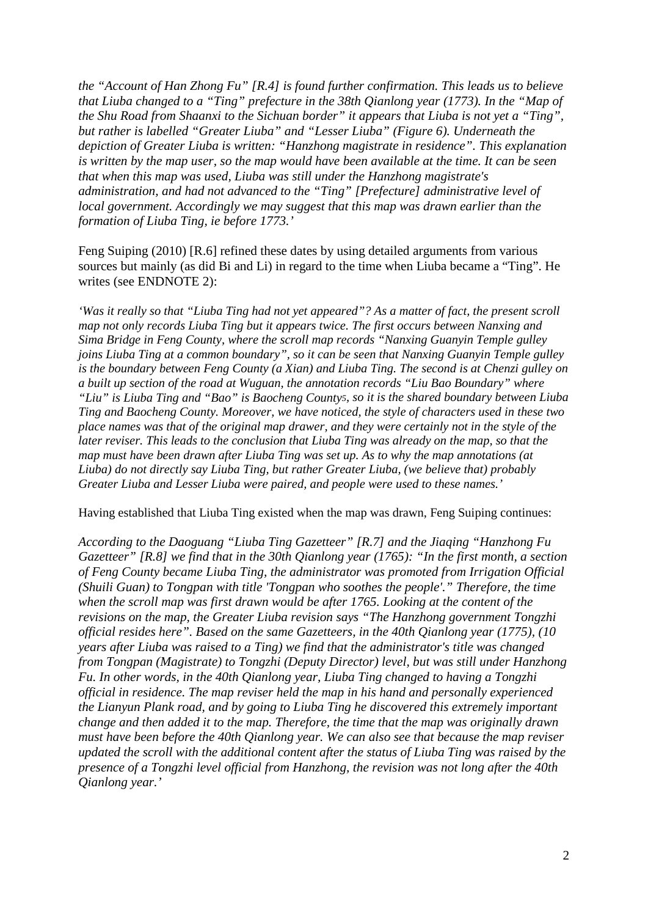*the “Account of Han Zhong Fu” [R.4] is found further confirmation. This leads us to believe that Liuba changed to a “Ting” prefecture in the 38th Qianlong year (1773). In the “Map of the Shu Road from Shaanxi to the Sichuan border” it appears that Liuba is not yet a “Ting”, but rather is labelled “Greater Liuba” and “Lesser Liuba” (Figure 6). Underneath the depiction of Greater Liuba is written: “Hanzhong magistrate in residence”. This explanation is written by the map user, so the map would have been available at the time. It can be seen that when this map was used, Liuba was still under the Hanzhong magistrate's administration, and had not advanced to the “Ting” [Prefecture] administrative level of local government. Accordingly we may suggest that this map was drawn earlier than the formation of Liuba Ting, ie before 1773.’*

Feng Suiping (2010) [R.6] refined these dates by using detailed arguments from various sources but mainly (as did Bi and Li) in regard to the time when Liuba became a “Ting”. He writes (see ENDNOTE 2):

*‘Was it really so that “Liuba Ting had not yet appeared”? As a matter of fact, the present scroll map not only records Liuba Ting but it appears twice. The first occurs between Nanxing and Sima Bridge in Feng County, where the scroll map records “Nanxing Guanyin Temple gulley joins Liuba Ting at a common boundary”, so it can be seen that Nanxing Guanyin Temple gulley is the boundary between Feng County (a Xian) and Liuba Ting. The second is at Chenzi gulley on a built up section of the road at Wuguan, the annotation records “Liu Bao Boundary” where “Liu” is Liuba Ting and “Bao” is Baocheng County[5], so it is the shared boundary between Liuba Ting and Baocheng County. Moreover, we have noticed, the style of characters used in these two place names was that of the original map drawer, and they were certainly not in the style of the later reviser. This leads to the conclusion that Liuba Ting was already on the map, so that the map must have been drawn after Liuba Ting was set up. As to why the map annotations (at Liuba) do not directly say Liuba Ting, but rather Greater Liuba, (we believe that) probably Greater Liuba and Lesser Liuba were paired, and people were used to these names.’*

Having established that Liuba Ting existed when the map was drawn, Feng Suiping continues:

*According to the Daoguang “Liuba Ting Gazetteer” [R.7] and the Jiaqing “Hanzhong Fu Gazetteer” [R.8] we find that in the 30th Qianlong year (1765): “In the first month, a section of Feng County became Liuba Ting, the administrator was promoted from Irrigation Official (Shuili Guan) to Tongpan with title 'Tongpan who soothes the people'.” Therefore, the time when the scroll map was first drawn would be after 1765. Looking at the content of the revisions on the map, the Greater Liuba revision says “The Hanzhong government Tongzhi official resides here”. Based on the same Gazetteers, in the 40th Qianlong year (1775), (10 years after Liuba was raised to a Ting) we find that the administrator's title was changed from Tongpan (Magistrate) to Tongzhi (Deputy Director) level, but was still under Hanzhong Fu. In other words, in the 40th Qianlong year, Liuba Ting changed to having a Tongzhi official in residence. The map reviser held the map in his hand and personally experienced the Lianyun Plank road, and by going to Liuba Ting he discovered this extremely important change and then added it to the map. Therefore, the time that the map was originally drawn must have been before the 40th Qianlong year. We can also see that because the map reviser updated the scroll with the additional content after the status of Liuba Ting was raised by the presence of a Tongzhi level official from Hanzhong, the revision was not long after the 40th Qianlong year.’*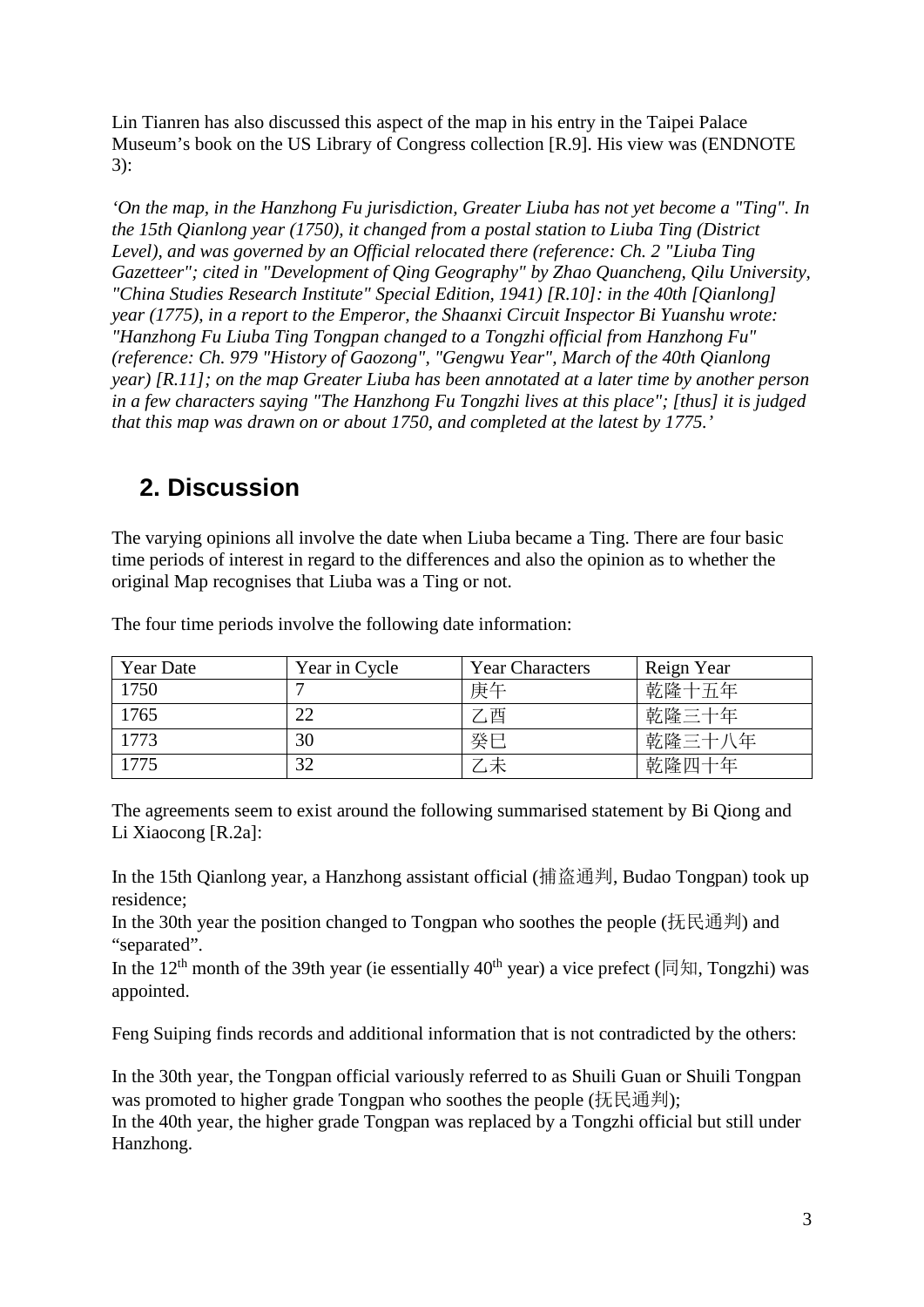Lin Tianren has also discussed this aspect of the map in his entry in the Taipei Palace Museum's book on the US Library of Congress collection [R.9]. His view was (ENDNOTE 3):

*'On the map, in the Hanzhong Fu jurisdiction, Greater Liuba has not yet become a "Ting". In the 15th Qianlong year (1750), it changed from a postal station to Liuba Ting (District Level), and was governed by an Official relocated there (reference: Ch. 2 "Liuba Ting Gazetteer"; cited in "Development of Qing Geography" by Zhao Quancheng, Qilu University, "China Studies Research Institute" Special Edition, 1941) [R.10]: in the 40th [Qianlong] year (1775), in a report to the Emperor, the Shaanxi Circuit Inspector Bi Yuanshu wrote: "Hanzhong Fu Liuba Ting Tongpan changed to a Tongzhi official from Hanzhong Fu" (reference: Ch. 979 "History of Gaozong", "Gengwu Year", March of the 40th Qianlong year) [R.11]; on the map Greater Liuba has been annotated at a later time by another person in a few characters saying "The Hanzhong Fu Tongzhi lives at this place"; [thus] it is judged that this map was drawn on or about 1750, and completed at the latest by 1775.'*

## 2. Discussion

The varying opinions all involve the date when Liuba became a Ting. There are four basic time periods of interest in regard to the differences and also the opinion as to whether the original Map recognises that Liuba was a Ting or not.

The four time periods involve the following date information:

| Year Date | Year in Cycle | Year Characters | Reign Year |
|---|---|---|---|
| 1750 | 7 | 庚午 | 乾隆十五年 |
| 1765 | 22 | 乙酉 | 乾隆三十年 |
| 1773 | 30 | 癸巳 | 乾隆三十八年 |
| 1775 | 32 | 乙未 | 乾隆四十年 |

The agreements seem to exist around the following summarised statement by Bi Qiong and Li Xiaocong [R.2a]:

In the 15th Qianlong year, a Hanzhong assistant official (捕盗通判, Budao Tongpan) took up residence;
In the 30th year the position changed to Tongpan who soothes the people (抚民通判) and "separated".
In the 12th month of the 39th year (ie essentially 40th year) a vice prefect (同知, Tongzhi) was appointed.

Feng Suiping finds records and additional information that is not contradicted by the others:

In the 30th year, the Tongpan official variously referred to as Shuili Guan or Shuili Tongpan was promoted to higher grade Tongpan who soothes the people (抚民通判);
In the 40th year, the higher grade Tongpan was replaced by a Tongzhi official but still under Hanzhong.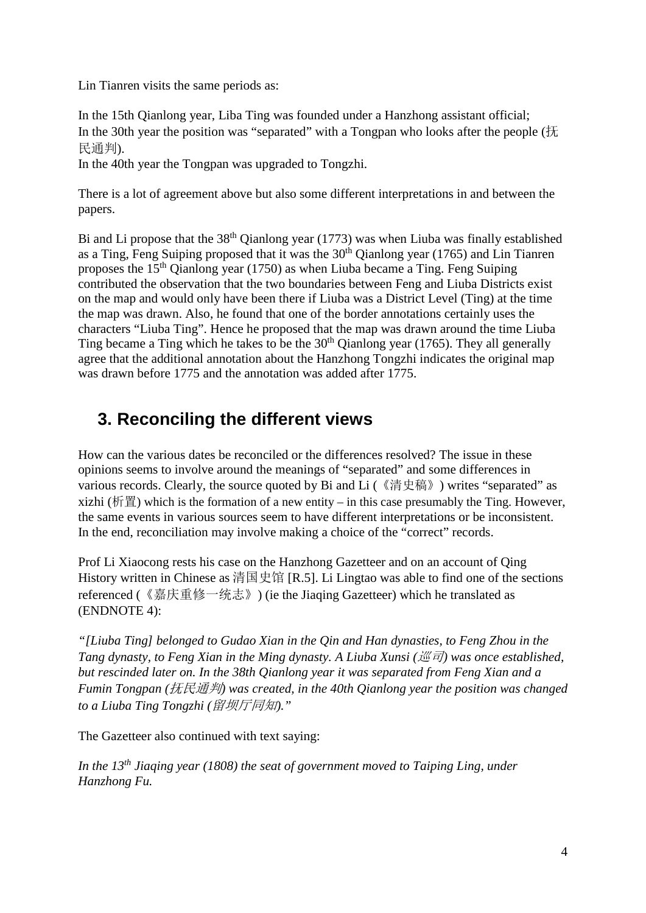Lin Tianren visits the same periods as:

In the 15th Qianlong year, Liba Ting was founded under a Hanzhong assistant official;
In the 30th year the position was "separated" with a Tongpan who looks after the people (抚民通判).
In the 40th year the Tongpan was upgraded to Tongzhi.

There is a lot of agreement above but also some different interpretations in and between the papers.

Bi and Li propose that the 38th Qianlong year (1773) was when Liuba was finally established as a Ting, Feng Suiping proposed that it was the 30th Qianlong year (1765) and Lin Tianren proposes the 15th Qianlong year (1750) as when Liuba became a Ting. Feng Suiping contributed the observation that the two boundaries between Feng and Liuba Districts exist on the map and would only have been there if Liuba was a District Level (Ting) at the time the map was drawn. Also, he found that one of the border annotations certainly uses the characters "Liuba Ting". Hence he proposed that the map was drawn around the time Liuba Ting became a Ting which he takes to be the 30th Qianlong year (1765). They all generally agree that the additional annotation about the Hanzhong Tongzhi indicates the original map was drawn before 1775 and the annotation was added after 1775.

## 3. Reconciling the different views

How can the various dates be reconciled or the differences resolved? The issue in these opinions seems to involve around the meanings of "separated" and some differences in various records. Clearly, the source quoted by Bi and Li (《清史稿》) writes "separated" as xizhi (析置) which is the formation of a new entity – in this case presumably the Ting. However, the same events in various sources seem to have different interpretations or be inconsistent. In the end, reconciliation may involve making a choice of the "correct" records.

Prof Li Xiaocong rests his case on the Hanzhong Gazetteer and on an account of Qing History written in Chinese as 清国史馆 [R.5]. Li Lingtao was able to find one of the sections referenced (《嘉庆重修一统志》) (ie the Jiaqing Gazetteer) which he translated as (ENDNOTE 4):

*"[Liuba Ting] belonged to Gudao Xian in the Qin and Han dynasties, to Feng Zhou in the Tang dynasty, to Feng Xian in the Ming dynasty. A Liuba Xunsi (巡司) was once established, but rescinded later on. In the 38th Qianlong year it was separated from Feng Xian and a Fumin Tongpan (抚民通判) was created, in the 40th Qianlong year the position was changed to a Liuba Ting Tongzhi (留坝厅同知)."*

The Gazetteer also continued with text saying:

*In the 13th Jiaqing year (1808) the seat of government moved to Taiping Ling, under Hanzhong Fu.*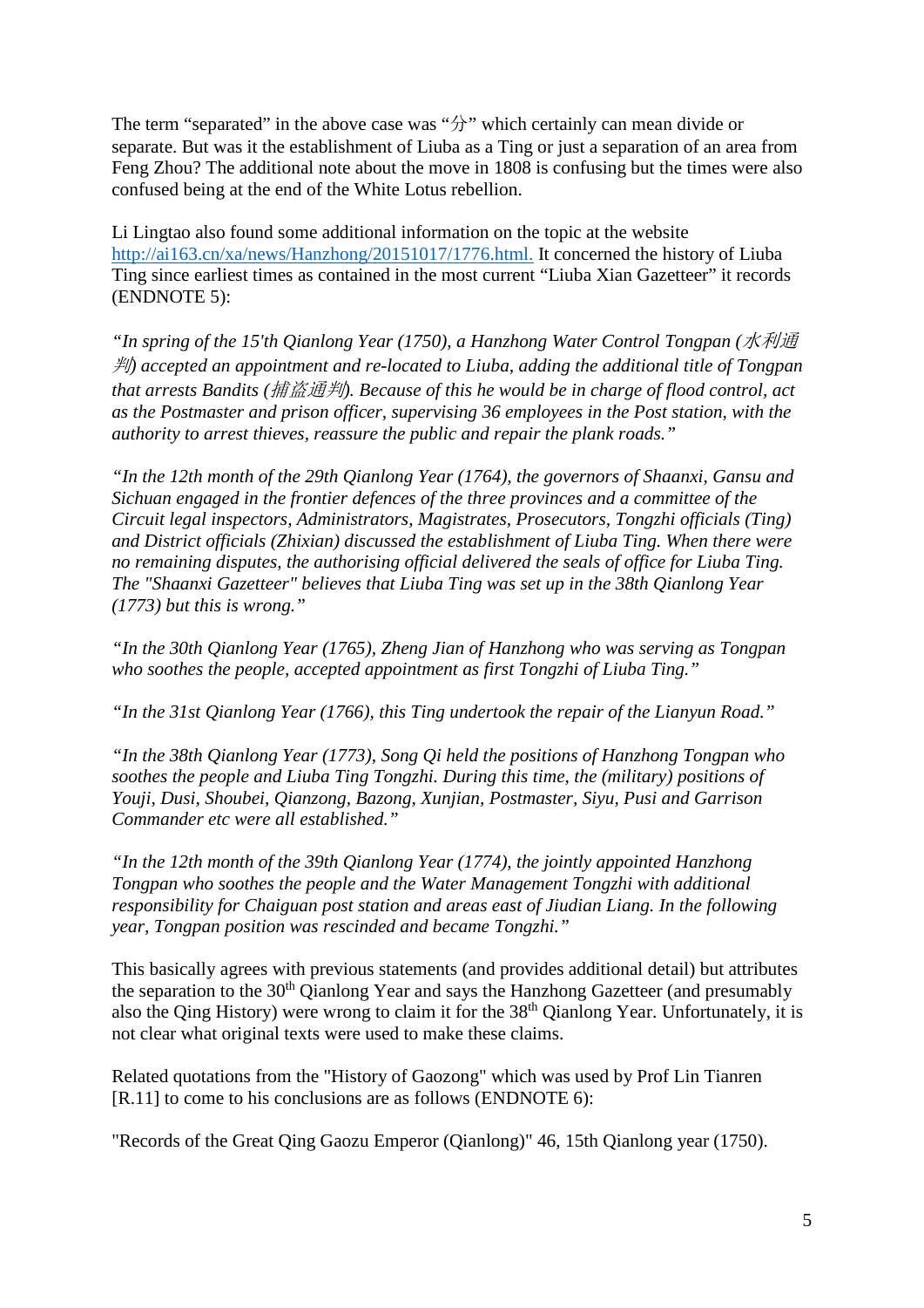The term "separated" in the above case was "分" which certainly can mean divide or separate. But was it the establishment of Liuba as a Ting or just a separation of an area from Feng Zhou? The additional note about the move in 1808 is confusing but the times were also confused being at the end of the White Lotus rebellion.

Li Lingtao also found some additional information on the topic at the website http://ai163.cn/xa/news/Hanzhong/20151017/1776.html. It concerned the history of Liuba Ting since earliest times as contained in the most current "Liuba Xian Gazetteer" it records (ENDNOTE 5):

*"In spring of the 15'th Qianlong Year (1750), a Hanzhong Water Control Tongpan (水利通判) accepted an appointment and re-located to Liuba, adding the additional title of Tongpan that arrests Bandits (捕盜通判). Because of this he would be in charge of flood control, act as the Postmaster and prison officer, supervising 36 employees in the Post station, with the authority to arrest thieves, reassure the public and repair the plank roads."*

*"In the 12th month of the 29th Qianlong Year (1764), the governors of Shaanxi, Gansu and Sichuan engaged in the frontier defences of the three provinces and a committee of the Circuit legal inspectors, Administrators, Magistrates, Prosecutors, Tongzhi officials (Ting) and District officials (Zhixian) discussed the establishment of Liuba Ting. When there were no remaining disputes, the authorising official delivered the seals of office for Liuba Ting. The "Shaanxi Gazetteer" believes that Liuba Ting was set up in the 38th Qianlong Year (1773) but this is wrong."*

*"In the 30th Qianlong Year (1765), Zheng Jian of Hanzhong who was serving as Tongpan who soothes the people, accepted appointment as first Tongzhi of Liuba Ting."*

*"In the 31st Qianlong Year (1766), this Ting undertook the repair of the Lianyun Road."*

*"In the 38th Qianlong Year (1773), Song Qi held the positions of Hanzhong Tongpan who soothes the people and Liuba Ting Tongzhi. During this time, the (military) positions of Youji, Dusi, Shoubei, Qianzong, Bazong, Xunjian, Postmaster, Siyu, Pusi and Garrison Commander etc were all established."*

*"In the 12th month of the 39th Qianlong Year (1774), the jointly appointed Hanzhong Tongpan who soothes the people and the Water Management Tongzhi with additional responsibility for Chaiguan post station and areas east of Jiudian Liang. In the following year, Tongpan position was rescinded and became Tongzhi."*

This basically agrees with previous statements (and provides additional detail) but attributes the separation to the 30th Qianlong Year and says the Hanzhong Gazetteer (and presumably also the Qing History) were wrong to claim it for the 38th Qianlong Year. Unfortunately, it is not clear what original texts were used to make these claims.

Related quotations from the "History of Gaozong" which was used by Prof Lin Tianren [R.11] to come to his conclusions are as follows (ENDNOTE 6):

"Records of the Great Qing Gaozu Emperor (Qianlong)" 46, 15th Qianlong year (1750).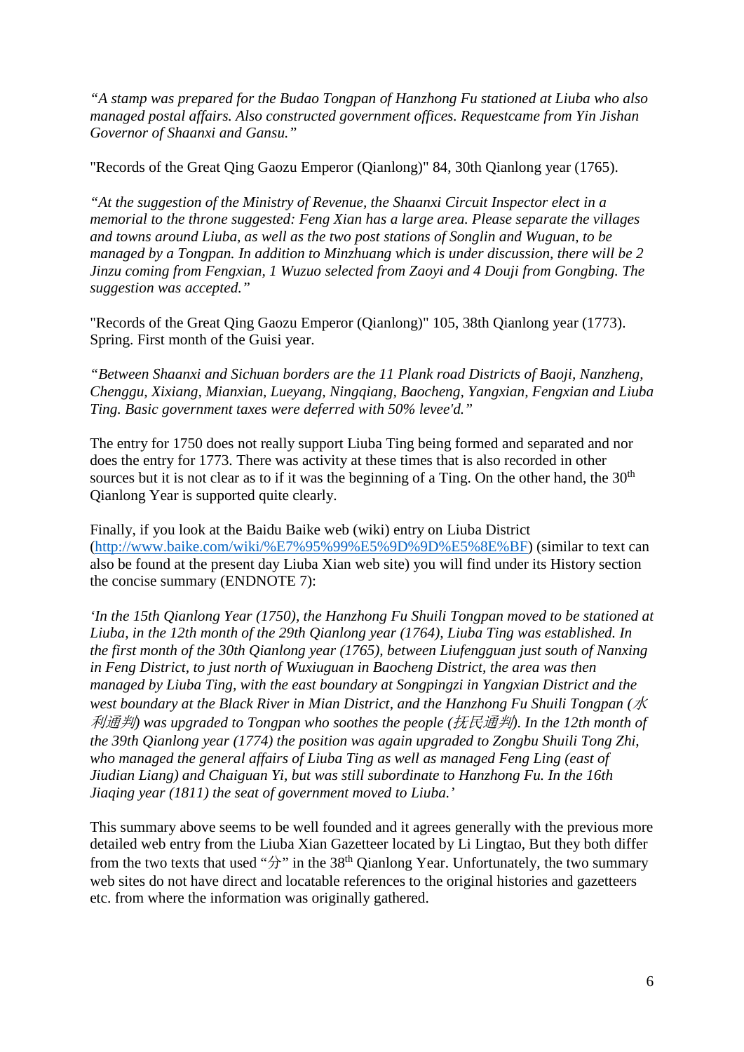*"A stamp was prepared for the Budao Tongpan of Hanzhong Fu stationed at Liuba who also managed postal affairs. Also constructed government offices. Requestcame from Yin Jishan Governor of Shaanxi and Gansu."*

"Records of the Great Qing Gaozu Emperor (Qianlong)" 84, 30th Qianlong year (1765).

*"At the suggestion of the Ministry of Revenue, the Shaanxi Circuit Inspector elect in a memorial to the throne suggested: Feng Xian has a large area. Please separate the villages and towns around Liuba, as well as the two post stations of Songlin and Wuguan, to be managed by a Tongpan. In addition to Minzhuang which is under discussion, there will be 2 Jinzu coming from Fengxian, 1 Wuzuo selected from Zaoyi and 4 Douji from Gongbing. The suggestion was accepted."*

"Records of the Great Qing Gaozu Emperor (Qianlong)" 105, 38th Qianlong year (1773). Spring. First month of the Guisi year.

*"Between Shaanxi and Sichuan borders are the 11 Plank road Districts of Baoji, Nanzheng, Chenggu, Xixiang, Mianxian, Lueyang, Ningqiang, Baocheng, Yangxian, Fengxian and Liuba Ting. Basic government taxes were deferred with 50% levee'd."*

The entry for 1750 does not really support Liuba Ting being formed and separated and nor does the entry for 1773. There was activity at these times that is also recorded in other sources but it is not clear as to if it was the beginning of a Ting. On the other hand, the 30th Qianlong Year is supported quite clearly.

Finally, if you look at the Baidu Baike web (wiki) entry on Liuba District (http://www.baike.com/wiki/%E7%95%99%E5%9D%9D%E5%8E%BF) (similar to text can also be found at the present day Liuba Xian web site) you will find under its History section the concise summary (ENDNOTE 7):

*'In the 15th Qianlong Year (1750), the Hanzhong Fu Shuili Tongpan moved to be stationed at Liuba, in the 12th month of the 29th Qianlong year (1764), Liuba Ting was established. In the first month of the 30th Qianlong year (1765), between Liufengguan just south of Nanxing in Feng District, to just north of Wuxiuguan in Baocheng District, the area was then managed by Liuba Ting, with the east boundary at Songpingzi in Yangxian District and the west boundary at the Black River in Mian District, and the Hanzhong Fu Shuili Tongpan (水利通判) was upgraded to Tongpan who soothes the people (抚民通判). In the 12th month of the 39th Qianlong year (1774) the position was again upgraded to Zongbu Shuili Tong Zhi, who managed the general affairs of Liuba Ting as well as managed Feng Ling (east of Jiudian Liang) and Chaiguan Yi, but was still subordinate to Hanzhong Fu. In the 16th Jiaqing year (1811) the seat of government moved to Liuba.'*

This summary above seems to be well founded and it agrees generally with the previous more detailed web entry from the Liuba Xian Gazetteer located by Li Lingtao, But they both differ from the two texts that used "分" in the 38th Qianlong Year. Unfortunately, the two summary web sites do not have direct and locatable references to the original histories and gazetteers etc. from where the information was originally gathered.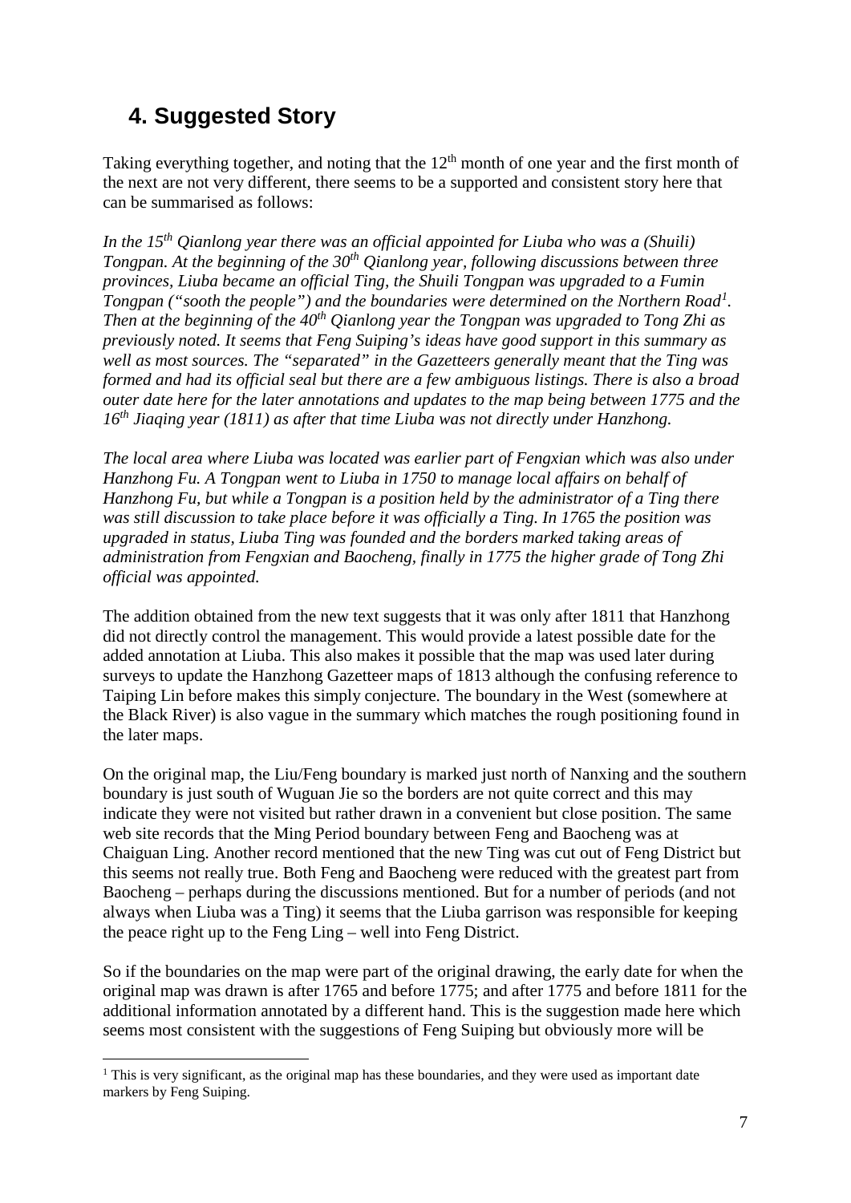## 4. Suggested Story

Taking everything together, and noting that the 12th month of one year and the first month of the next are not very different, there seems to be a supported and consistent story here that can be summarised as follows:

*In the 15th Qianlong year there was an official appointed for Liuba who was a (Shuili) Tongpan. At the beginning of the 30th Qianlong year, following discussions between three provinces, Liuba became an official Ting, the Shuili Tongpan was upgraded to a Fumin Tongpan ("sooth the people") and the boundaries were determined on the Northern Road[1]. Then at the beginning of the 40th Qianlong year the Tongpan was upgraded to Tong Zhi as previously noted. It seems that Feng Suiping's ideas have good support in this summary as well as most sources. The "separated" in the Gazetteers generally meant that the Ting was formed and had its official seal but there are a few ambiguous listings. There is also a broad outer date here for the later annotations and updates to the map being between 1775 and the 16th Jiaqing year (1811) as after that time Liuba was not directly under Hanzhong.*

*The local area where Liuba was located was earlier part of Fengxian which was also under Hanzhong Fu. A Tongpan went to Liuba in 1750 to manage local affairs on behalf of Hanzhong Fu, but while a Tongpan is a position held by the administrator of a Ting there was still discussion to take place before it was officially a Ting. In 1765 the position was upgraded in status, Liuba Ting was founded and the borders marked taking areas of administration from Fengxian and Baocheng, finally in 1775 the higher grade of Tong Zhi official was appointed.*

The addition obtained from the new text suggests that it was only after 1811 that Hanzhong did not directly control the management. This would provide a latest possible date for the added annotation at Liuba. This also makes it possible that the map was used later during surveys to update the Hanzhong Gazetteer maps of 1813 although the confusing reference to Taiping Lin before makes this simply conjecture. The boundary in the West (somewhere at the Black River) is also vague in the summary which matches the rough positioning found in the later maps.

On the original map, the Liu/Feng boundary is marked just north of Nanxing and the southern boundary is just south of Wuguan Jie so the borders are not quite correct and this may indicate they were not visited but rather drawn in a convenient but close position. The same web site records that the Ming Period boundary between Feng and Baocheng was at Chaiguan Ling. Another record mentioned that the new Ting was cut out of Feng District but this seems not really true. Both Feng and Baocheng were reduced with the greatest part from Baocheng – perhaps during the discussions mentioned. But for a number of periods (and not always when Liuba was a Ting) it seems that the Liuba garrison was responsible for keeping the peace right up to the Feng Ling – well into Feng District.

So if the boundaries on the map were part of the original drawing, the early date for when the original map was drawn is after 1765 and before 1775; and after 1775 and before 1811 for the additional information annotated by a different hand. This is the suggestion made here which seems most consistent with the suggestions of Feng Suiping but obviously more will be

[1] This is very significant, as the original map has these boundaries, and they were used as important date markers by Feng Suiping.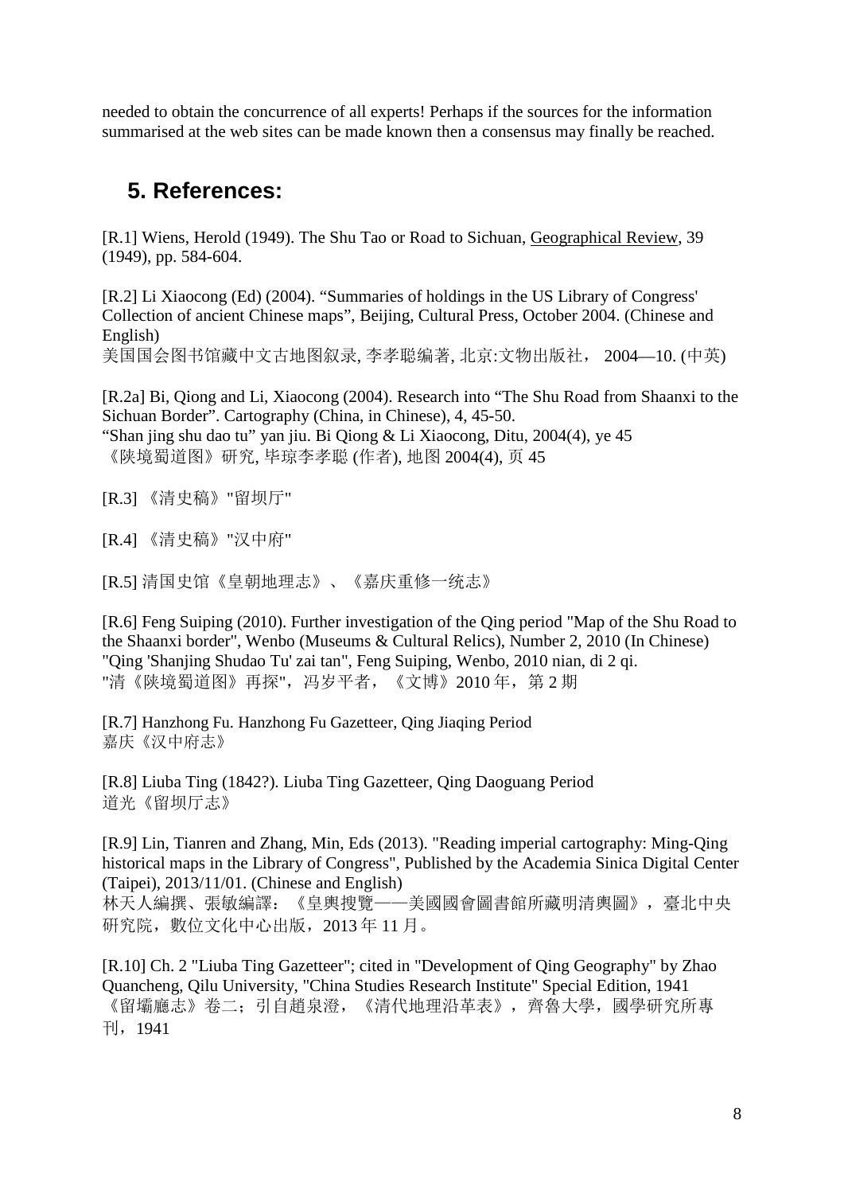needed to obtain the concurrence of all experts! Perhaps if the sources for the information summarised at the web sites can be made known then a consensus may finally be reached.

## 5. References:

[R.1] Wiens, Herold (1949). The Shu Tao or Road to Sichuan, Geographical Review, 39 (1949), pp. 584-604.

[R.2] Li Xiaocong (Ed) (2004). “Summaries of holdings in the US Library of Congress' Collection of ancient Chinese maps”, Beijing, Cultural Press, October 2004. (Chinese and English)
美国国会图书馆藏中文古地图叙录, 李孝聪编著, 北京:文物出版社， 2004—10. (中英)

[R.2a] Bi, Qiong and Li, Xiaocong (2004). Research into “The Shu Road from Shaanxi to the Sichuan Border”. Cartography (China, in Chinese), 4, 45-50.
“Shan jing shu dao tu” yan jiu. Bi Qiong & Li Xiaocong, Ditu, 2004(4), ye 45
《陕境蜀道图》研究, 毕琼李孝聪 (作者), 地图 2004(4), 页 45

[R.3] 《清史稿》"留坝厅"

[R.4] 《清史稿》"汉中府"

[R.5] 清国史馆《皇朝地理志》、《嘉庆重修一统志》

[R.6] Feng Suiping (2010). Further investigation of the Qing period "Map of the Shu Road to the Shaanxi border", Wenbo (Museums & Cultural Relics), Number 2, 2010 (In Chinese)
"Qing 'Shanjing Shudao Tu' zai tan", Feng Suiping, Wenbo, 2010 nian, di 2 qi.
"清《陕境蜀道图》再探"，冯岁平者，《文博》2010 年，第 2 期

[R.7] Hanzhong Fu. Hanzhong Fu Gazetteer, Qing Jiaqing Period
嘉庆《汉中府志》

[R.8] Liuba Ting (1842?). Liuba Ting Gazetteer, Qing Daoguang Period
道光《留坝厅志》

[R.9] Lin, Tianren and Zhang, Min, Eds (2013). "Reading imperial cartography: Ming-Qing historical maps in the Library of Congress", Published by the Academia Sinica Digital Center (Taipei), 2013/11/01. (Chinese and English)
林天人編撰、張敏編譯：《皇輿搜覽——美國國會圖書館所藏明清輿圖》，臺北中央研究院，數位文化中心出版，2013 年 11 月。

[R.10] Ch. 2 "Liuba Ting Gazetteer"; cited in "Development of Qing Geography" by Zhao Quancheng, Qilu University, "China Studies Research Institute" Special Edition, 1941
《留壩廳志》卷二；引自趙泉澄，《清代地理沿革表》，齊魯大學，國學研究所專刊，1941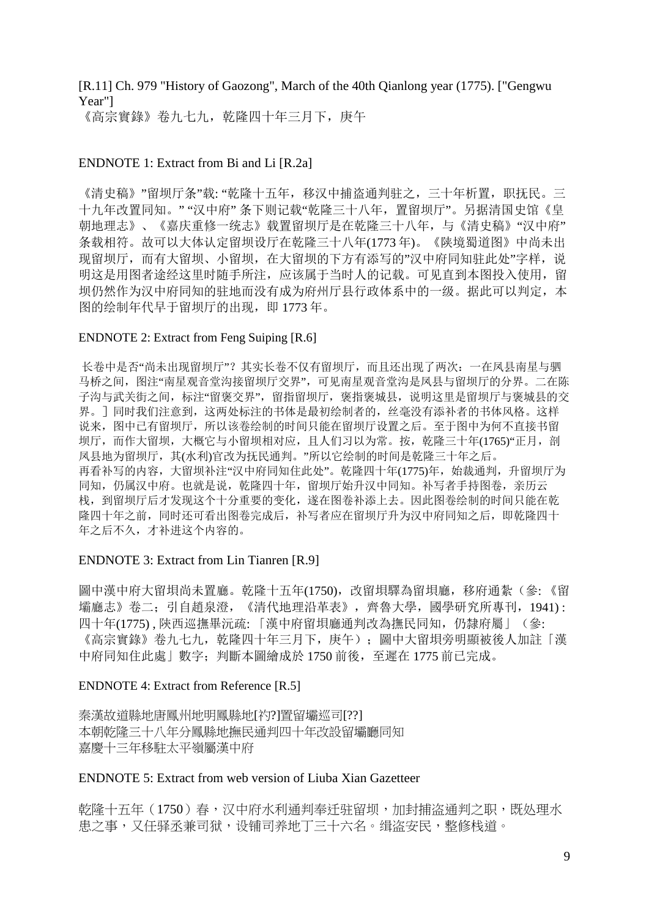[R.11] Ch. 979 "History of Gaozong", March of the 40th Qianlong year (1775). ["Gengwu Year"]
《高宗實錄》卷九七九，乾隆四十年三月下，庚午

ENDNOTE 1: Extract from Bi and Li [R.2a]

《清史稿》"留坝厅条"载: "乾隆十五年，移汉中捕盗通判驻之，三十年析置，职抚民。三十九年改置同知。" "汉中府" 条下则记载"乾隆三十八年，置留坝厅"。另据清国史馆《皇朝地理志》、《嘉庆重修一统志》载置留坝厅是在乾隆三十八年，与《清史稿》"汉中府"条载相符。故可以大体认定留坝设厅在乾隆三十八年(1773 年)。《陕境蜀道图》中尚未出现留坝厅，而有大留坝、小留坝，在大留坝的下方有添写的"汉中府同知驻此处"字样，说明这是用图者途经这里时随手所注，应该属于当时人的记载。可见直到本图投入使用，留坝仍然作为汉中府同知的驻地而没有成为府州厅县行政体系中的一级。据此可以判定，本图的绘制年代早于留坝厅的出现，即 1773 年。

ENDNOTE 2: Extract from Feng Suiping [R.6]

长卷中是否"尚未出现留坝厅"？其实长卷不仅有留坝厅，而且还出现了两次：一在凤县南星与驷马桥之间，图注"南星观音堂沟接留坝厅交界"，可见南星观音堂沟是凤县与留坝厅的分界。二在陈子沟与武关街之间，标注"留褒交界"，留指留坝厅，褒指褒城县，说明这里是留坝厅与褒城县的交界。] 同时我们注意到，这两处标注的书体是最初绘制者的，丝毫没有添补者的书体风格。这样说来，图中已有留坝厅，所以该卷绘制的时间只能在留坝厅设置之后。至于图中为何不直接书留坝厅，而作大留坝，大概它与小留坝相对应，且人们习以为常。按，乾隆三十年(1765)"正月，剖凤县地为留坝厅，其(水利)官改为抚民通判。"所以它绘制的时间是乾隆三十年之后。
再看补写的内容，大留坝补注"汉中府同知住此处"。乾隆四十年(1775)年，始裁通判，升留坝厅为同知，仍属汉中府。也就是说，乾隆四十年，留坝厅始升汉中同知。补写者手持图卷，亲历云栈，到留坝厅后才发现这个十分重要的变化，遂在图卷补添上去。因此图卷绘制的时间只能在乾隆四十年之前，同时还可看出图卷完成后，补写者应在留坝厅升为汉中府同知之后，即乾隆四十年之后不久，才补进这个内容的。

ENDNOTE 3: Extract from Lin Tianren [R.9]

圖中漢中府大留壩尚未置廳。乾隆十五年(1750)，改留壩驛為留壩廳，移府通紥（參: 《留壩廳志》卷二；引自趙泉澄，《清代地理沿革表》，齊魯大學，國學研究所專刊，1941) : 四十年(1775) , 陝西巡撫畢沅疏: 「漢中府留壩廳通判改為撫民同知，仍隸府屬」（參: 《高宗實錄》卷九七九，乾隆四十年三月下，庚午）；圖中大留壩旁明顯被後人加註「漢中府同知住此處」數字；判斷本圖繪成於 1750 前後，至遲在 1775 前已完成。

ENDNOTE 4: Extract from Reference [R.5]

秦漢故道縣地唐鳳州地明鳳縣地[�THE?]置留壩巡司[??]
本朝乾隆三十八年分鳳縣地撫民通判四十年改設留壩廳同知
嘉慶十三年移駐太平嶺屬漢中府

ENDNOTE 5: Extract from web version of Liuba Xian Gazetteer

乾隆十五年（1750）春，汉中府水利通判奉迁驻留坝，加封捕盗通判之职，既处理水患之事，又任驿丞兼司狱，设铺司养地丁三十六名。缉盗安民，整修栈道。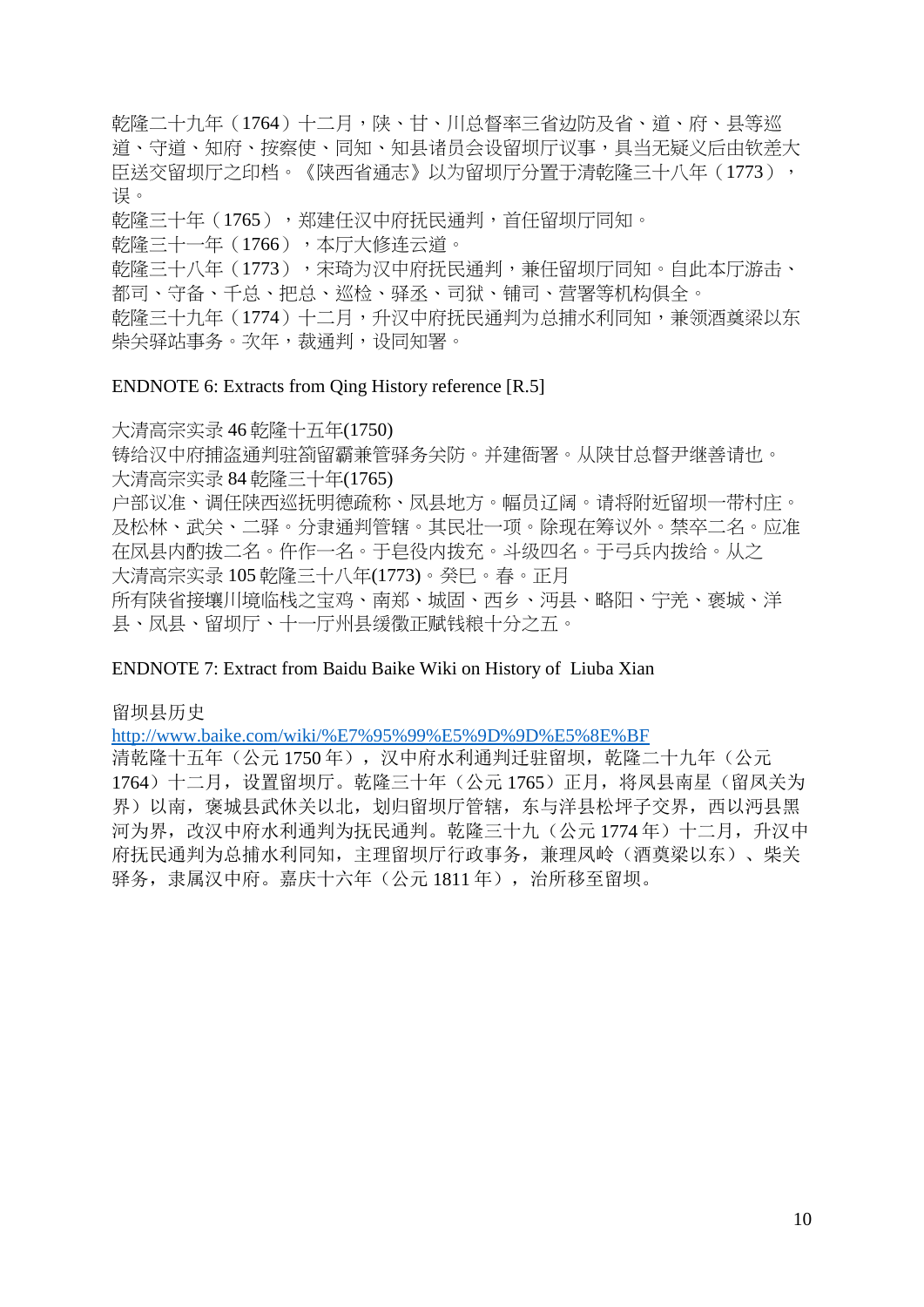乾隆二十九年（1764）十二月，陕、甘、川总督率三省边防及省、道、府、县等巡道、守道、知府、按察使、同知、知县诸员会设留坝厅议事，具当无疑义后由钦差大臣送交留坝厅之印档。《陕西省通志》以为留坝厅分置于清乾隆三十八年（1773），误。

乾隆三十年（1765），郑建任汉中府抚民通判，首任留坝厅同知。

乾隆三十一年（1766），本厅大修连云道。

乾隆三十八年（1773），宋琦为汉中府抚民通判，兼任留坝厅同知。自此本厅游击、都司、守备、千总、把总、巡检、驿丞、司狱、铺司、营署等机构俱全。

乾隆三十九年（1774）十二月，升汉中府抚民通判为总捕水利同知，兼领酒奠梁以东柴关驿站事务。次年，裁通判，设同知署。

ENDNOTE 6: Extracts from Qing History reference [R.5]

大清高宗实录 46 乾隆十五年(1750)

铸给汉中府捕盗通判驻劄留霸兼管驿务关防。并建衙署。从陕甘总督尹继善请也。

大清高宗实录 84 乾隆三十年(1765)

户部议准、调任陕西巡抚明德疏称、凤县地方。幅员辽阔。请将附近留坝一带村庄。及松林、武关、二驿。分隶通判管辖。其民壮一项。除现在筹议外。禁卒二名。应准在凤县内酌拨二名。仵作一名。于皂役内拨充。斗级四名。于弓兵内拨给。从之

大清高宗实录 105 乾隆三十八年(1773)。癸巳。春。正月

所有陕省接壤川境临栈之宝鸡、南郑、城固、西乡、沔县、略阳、宁羌、褒城、洋县、凤县、留坝厅、十一厅州县缓徵正赋钱粮十分之五。

ENDNOTE 7: Extract from Baidu Baike Wiki on History of Liuba Xian

留坝县历史

http://www.baike.com/wiki/%E7%95%99%E5%9D%9D%E5%8E%BF

清乾隆十五年（公元 1750 年），汉中府水利通判迁驻留坝，乾隆二十九年（公元 1764）十二月，设置留坝厅。乾隆三十年（公元 1765）正月，将凤县南星（留凤关为界）以南，褒城县武休关以北，划归留坝厅管辖，东与洋县松坪子交界，西以沔县黑河为界，改汉中府水利通判为抚民通判。乾隆三十九（公元 1774 年）十二月，升汉中府抚民通判为总捕水利同知，主理留坝厅行政事务，兼理凤岭（酒奠梁以东）、柴关驿务，隶属汉中府。嘉庆十六年（公元 1811 年），治所移至留坝。